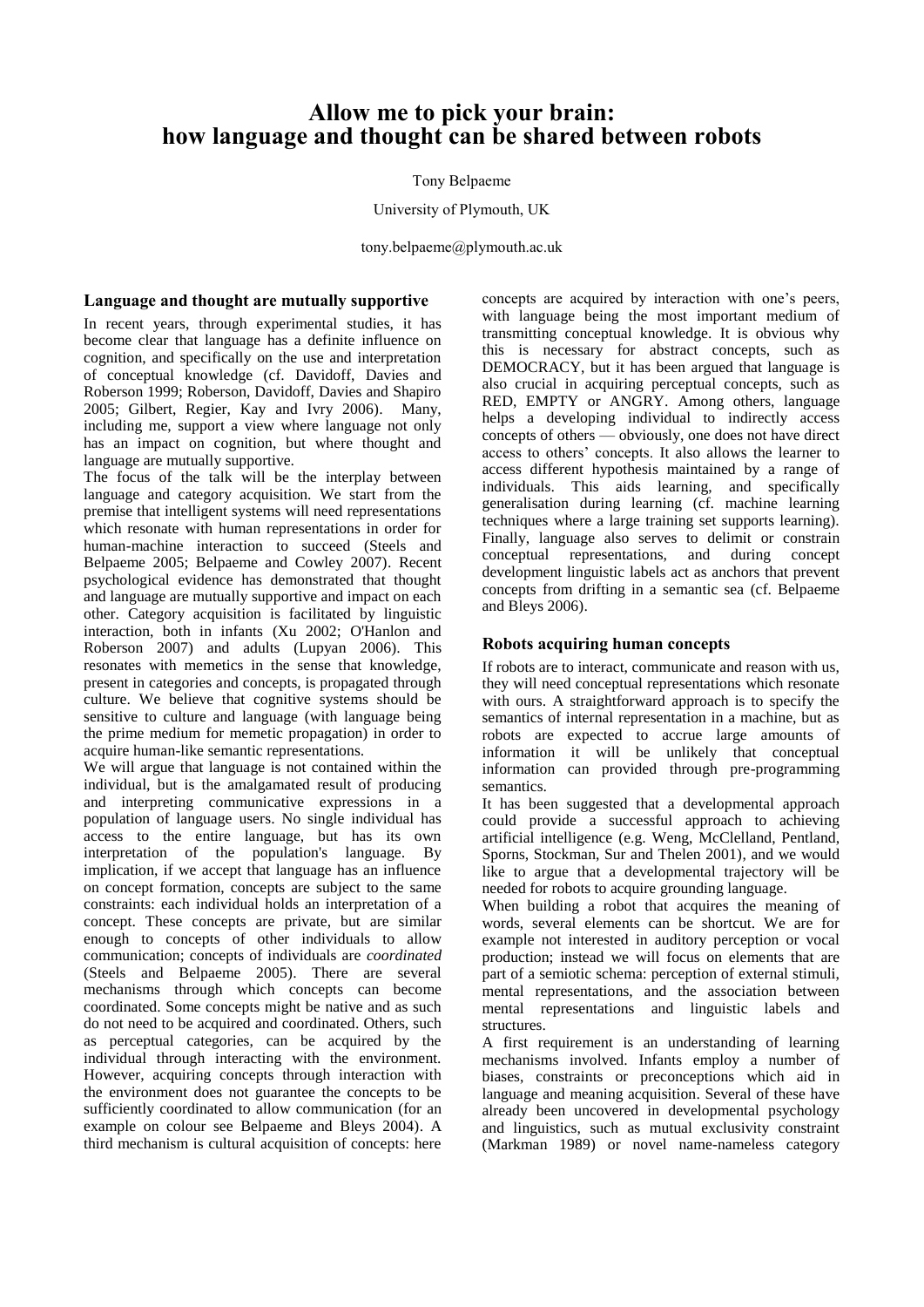# Allow me to pick your brain: how language and thought can be shared between robots

Tony Belpaeme

University of Plymouth, UK

tony.belpaeme@plymouth.ac.uk

## Language and thought are mutually supportive

In recent years, through experimental studies, it has become clear that language has a definite influence on cognition, and specifically on the use and interpretation of conceptual knowledge (cf. Davidoff, Davies and Roberson 1999; Roberson, Davidoff, Davies and Shapiro 2005; Gilbert, Regier, Kay and Ivry 2006). Many, including me, support a view where language not only has an impact on cognition, but where thought and language are mutually supportive.

The focus of the talk will be the interplay between language and category acquisition. We start from the premise that intelligent systems will need representations which resonate with human representations in order for human-machine interaction to succeed (Steels and Belpaeme 2005; Belpaeme and Cowley 2007). Recent psychological evidence has demonstrated that thought and language are mutually supportive and impact on each other. Category acquisition is facilitated by linguistic interaction, both in infants (Xu 2002; O'Hanlon and Roberson 2007) and adults (Lupyan 2006). This resonates with memetics in the sense that knowledge, present in categories and concepts, is propagated through culture. We believe that cognitive systems should be sensitive to culture and language (with language being the prime medium for memetic propagation) in order to acquire human-like semantic representations.

We will argue that language is not contained within the individual, but is the amalgamated result of producing and interpreting communicative expressions in a population of language users. No single individual has access to the entire language, but has its own interpretation of the population's language. By implication, if we accept that language has an influence on concept formation, concepts are subject to the same constraints: each individual holds an interpretation of a concept. These concepts are private, but are similar enough to concepts of other individuals to allow communication; concepts of individuals are *coordinated* (Steels and Belpaeme 2005). There are several mechanisms through which concepts can become coordinated. Some concepts might be native and as such do not need to be acquired and coordinated. Others, such as perceptual categories, can be acquired by the individual through interacting with the environment. However, acquiring concepts through interaction with the environment does not guarantee the concepts to be sufficiently coordinated to allow communication (for an example on colour see Belpaeme and Bleys 2004). A third mechanism is cultural acquisition of concepts: here concepts are acquired by interaction with one's peers, with language being the most important medium of transmitting conceptual knowledge. It is obvious why this is necessary for abstract concepts, such as DEMOCRACY, but it has been argued that language is also crucial in acquiring perceptual concepts, such as RED, EMPTY or ANGRY. Among others, language helps a developing individual to indirectly access concepts of others — obviously, one does not have direct access to others' concepts. It also allows the learner to access different hypothesis maintained by a range of individuals. This aids learning, and specifically generalisation during learning (cf. machine learning techniques where a large training set supports learning). Finally, language also serves to delimit or constrain conceptual representations, and during concept development linguistic labels act as anchors that prevent concepts from drifting in a semantic sea (cf. Belpaeme and Bleys 2006).

## Robots acquiring human concepts

If robots are to interact, communicate and reason with us, they will need conceptual representations which resonate with ours. A straightforward approach is to specify the semantics of internal representation in a machine, but as robots are expected to accrue large amounts of information it will be unlikely that conceptual information can provided through pre-programming semantics.

It has been suggested that a developmental approach could provide a successful approach to achieving artificial intelligence (e.g. Weng, McClelland, Pentland, Sporns, Stockman, Sur and Thelen 2001), and we would like to argue that a developmental trajectory will be needed for robots to acquire grounding language.

When building a robot that acquires the meaning of words, several elements can be shortcut. We are for example not interested in auditory perception or vocal production; instead we will focus on elements that are part of a semiotic schema: perception of external stimuli, mental representations, and the association between mental representations and linguistic labels and structures.

A first requirement is an understanding of learning mechanisms involved. Infants employ a number of biases, constraints or preconceptions which aid in language and meaning acquisition. Several of these have already been uncovered in developmental psychology and linguistics, such as mutual exclusivity constraint (Markman 1989) or novel name-nameless category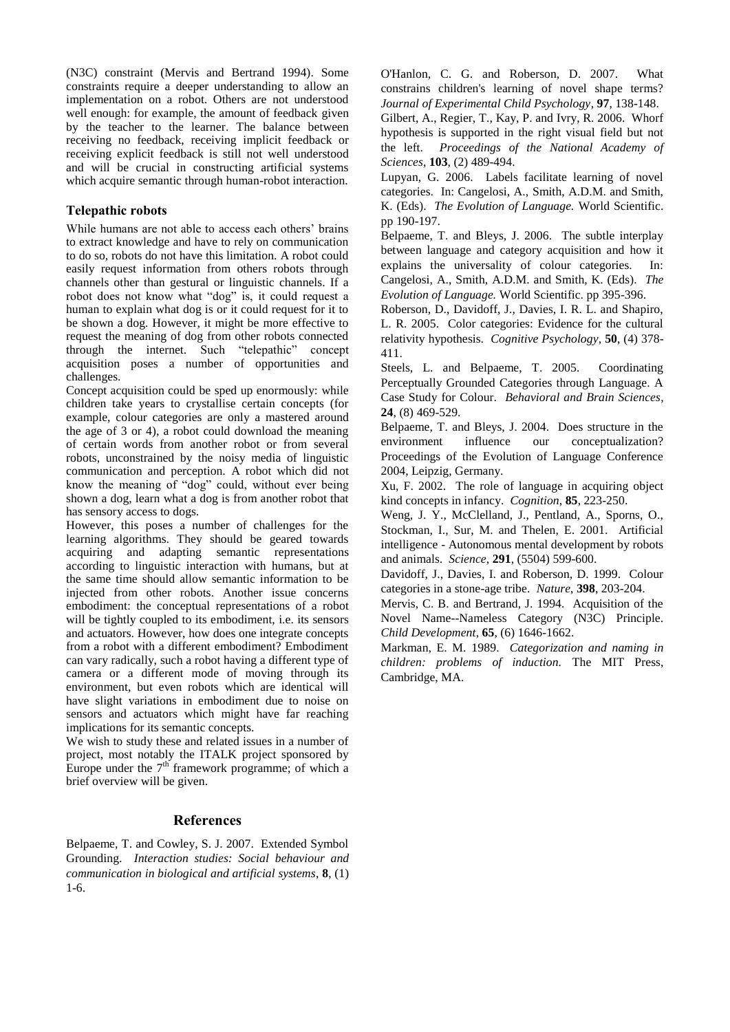(N3C) constraint (Mervis and Bertrand 1994). Some constraints require a deeper understanding to allow an implementation on a robot. Others are not understood well enough: for example, the amount of feedback given by the teacher to the learner. The balance between receiving no feedback, receiving implicit feedback or receiving explicit feedback is still not well understood and will be crucial in constructing artificial systems which acquire semantic through human-robot interaction.

### Telepathic robots

While humans are not able to access each others' brains to extract knowledge and have to rely on communication to do so, robots do not have this limitation. A robot could easily request information from others robots through channels other than gestural or linguistic channels. If a robot does not know what "dog" is, it could request a human to explain what dog is or it could request for it to be shown a dog. However, it might be more effective to request the meaning of dog from other robots connected through the internet. Such "telepathic" concept acquisition poses a number of opportunities and challenges.

Concept acquisition could be sped up enormously: while children take years to crystallise certain concepts (for example, colour categories are only a mastered around the age of 3 or 4), a robot could download the meaning of certain words from another robot or from several robots, unconstrained by the noisy media of linguistic communication and perception. A robot which did not know the meaning of "dog" could, without ever being shown a dog, learn what a dog is from another robot that has sensory access to dogs.

However, this poses a number of challenges for the learning algorithms. They should be geared towards acquiring and adapting semantic representations according to linguistic interaction with humans, but at the same time should allow semantic information to be injected from other robots. Another issue concerns embodiment: the conceptual representations of a robot will be tightly coupled to its embodiment, i.e. its sensors and actuators. However, how does one integrate concepts from a robot with a different embodiment? Embodiment can vary radically, such a robot having a different type of camera or a different mode of moving through its environment, but even robots which are identical will have slight variations in embodiment due to noise on sensors and actuators which might have far reaching implications for its semantic concepts.

We wish to study these and related issues in a number of project, most notably the ITALK project sponsored by Europe under the 7th framework programme; of which a brief overview will be given.

## References

Belpaeme, T. and Cowley, S. J. 2007. Extended Symbol Grounding. *Interaction studies: Social behaviour and communication in biological and artificial systems*, **8**, (1) 1-6.

O'Hanlon, C. G. and Roberson, D. 2007. What constrains children's learning of novel shape terms? *Journal of Experimental Child Psychology*, **97**, 138-148.

Gilbert, A., Regier, T., Kay, P. and Ivry, R. 2006. Whorf hypothesis is supported in the right visual field but not the left. *Proceedings of the National Academy of Sciences*, **103**, (2) 489-494.

Lupyan, G. 2006. Labels facilitate learning of novel categories. In: Cangelosi, A., Smith, A.D.M. and Smith, K. (Eds). *The Evolution of Language.* World Scientific. pp 190-197.

Belpaeme, T. and Bleys, J. 2006. The subtle interplay between language and category acquisition and how it explains the universality of colour categories. In: Cangelosi, A., Smith, A.D.M. and Smith, K. (Eds). *The Evolution of Language.* World Scientific. pp 395-396.

Roberson, D., Davidoff, J., Davies, I. R. L. and Shapiro, L. R. 2005. Color categories: Evidence for the cultural relativity hypothesis. *Cognitive Psychology*, **50**, (4) 378-411.

Steels, L. and Belpaeme, T. 2005. Coordinating Perceptually Grounded Categories through Language. A Case Study for Colour. *Behavioral and Brain Sciences*, **24**, (8) 469-529.

Belpaeme, T. and Bleys, J. 2004. Does structure in the environment influence our conceptualization? Proceedings of the Evolution of Language Conference 2004, Leipzig, Germany.

Xu, F. 2002. The role of language in acquiring object kind concepts in infancy. *Cognition*, **85**, 223-250.

Weng, J. Y., McClelland, J., Pentland, A., Sporns, O., Stockman, I., Sur, M. and Thelen, E. 2001. Artificial intelligence - Autonomous mental development by robots and animals. *Science*, **291**, (5504) 599-600.

Davidoff, J., Davies, I. and Roberson, D. 1999. Colour categories in a stone-age tribe. *Nature*, **398**, 203-204.

Mervis, C. B. and Bertrand, J. 1994. Acquisition of the Novel Name--Nameless Category (N3C) Principle. *Child Development*, **65**, (6) 1646-1662.

Markman, E. M. 1989. *Categorization and naming in children: problems of induction.* The MIT Press, Cambridge, MA.